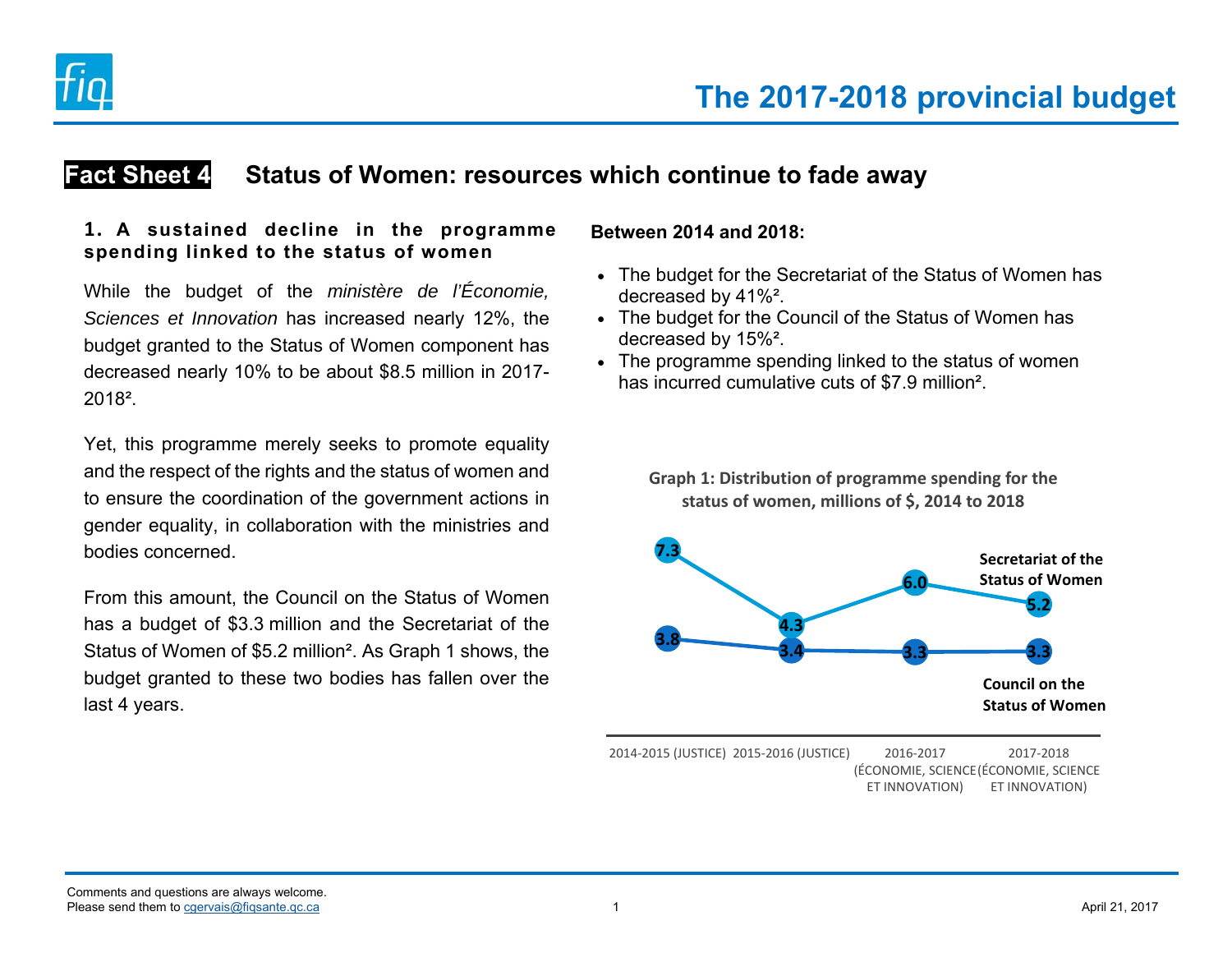# The 2017-2018 provincial budget

## Fact Sheet 4 Status of Women: resources which continue to fade away

### 1. A sustained decline in the programme spending linked to the status of women

While the budget of the *ministère de l'Économie, Sciences et Innovation* has increased nearly 12%, the budget granted to the Status of Women component has decreased nearly 10% to be about $8.5 million in 2017-2018[2].

Yet, this programme merely seeks to promote equality and the respect of the rights and the status of women and to ensure the coordination of the government actions in gender equality, in collaboration with the ministries and bodies concerned.

From this amount, the Council on the Status of Women has a budget of $3.3 million and the Secretariat of the Status of Women of $5.2 million[2]. As Graph 1 shows, the budget granted to these two bodies has fallen over the last 4 years.

**Between 2014 and 2018:**

- The budget for the Secretariat of the Status of Women has decreased by 41%[2].
- The budget for the Council of the Status of Women has decreased by 15%[2].
- The programme spending linked to the status of women has incurred cumulative cuts of $7.9 million[2].

**Graph 1: Distribution of programme spending for the status of women, millions of $, 2014 to 2018**

| | 2014-2015 (JUSTICE) | 2015-2016 (JUSTICE) | 2016-2017 (ÉCONOMIE, SCIENCE ET INNOVATION) | 2017-2018 (ÉCONOMIE, SCIENCE ET INNOVATION) |
|---|---|---|---|---|
| Secretariat of the Status of Women | 7.3 | 4.3 | 6.0 | 5.2 |
| Council on the Status of Women | 3.8 | 3.4 | 3.3 | 3.3 |

Comments and questions are always welcome.
Please send them to cgervais@fiqsante.qc.ca

April 21, 2017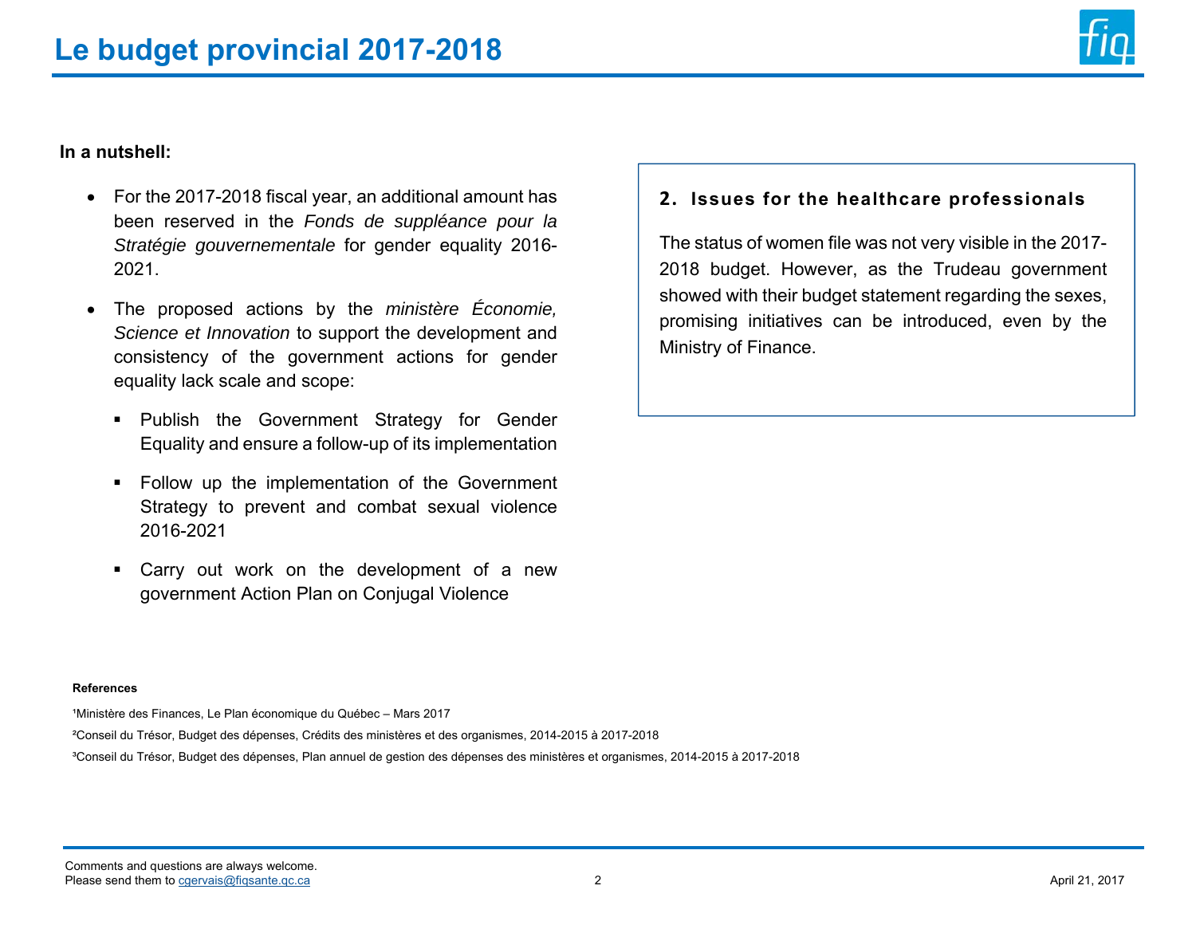# Le budget provincial 2017-2018

**In a nutshell:**

- For the 2017-2018 fiscal year, an additional amount has been reserved in the *Fonds de suppléance pour la Stratégie gouvernementale* for gender equality 2016-2021.
- The proposed actions by the *ministère Économie, Science et Innovation* to support the development and consistency of the government actions for gender equality lack scale and scope:
  - Publish the Government Strategy for Gender Equality and ensure a follow-up of its implementation
  - Follow up the implementation of the Government Strategy to prevent and combat sexual violence 2016-2021
  - Carry out work on the development of a new government Action Plan on Conjugal Violence

## 2. Issues for the healthcare professionals

The status of women file was not very visible in the 2017-2018 budget. However, as the Trudeau government showed with their budget statement regarding the sexes, promising initiatives can be introduced, even by the Ministry of Finance.

**References**

[1]Ministère des Finances, Le Plan économique du Québec – Mars 2017

[2]Conseil du Trésor, Budget des dépenses, Crédits des ministères et des organismes, 2014-2015 à 2017-2018

[3]Conseil du Trésor, Budget des dépenses, Plan annuel de gestion des dépenses des ministères et organismes, 2014-2015 à 2017-2018

Comments and questions are always welcome.
Please send them to cgervais@fiqsante.qc.ca

April 21, 2017